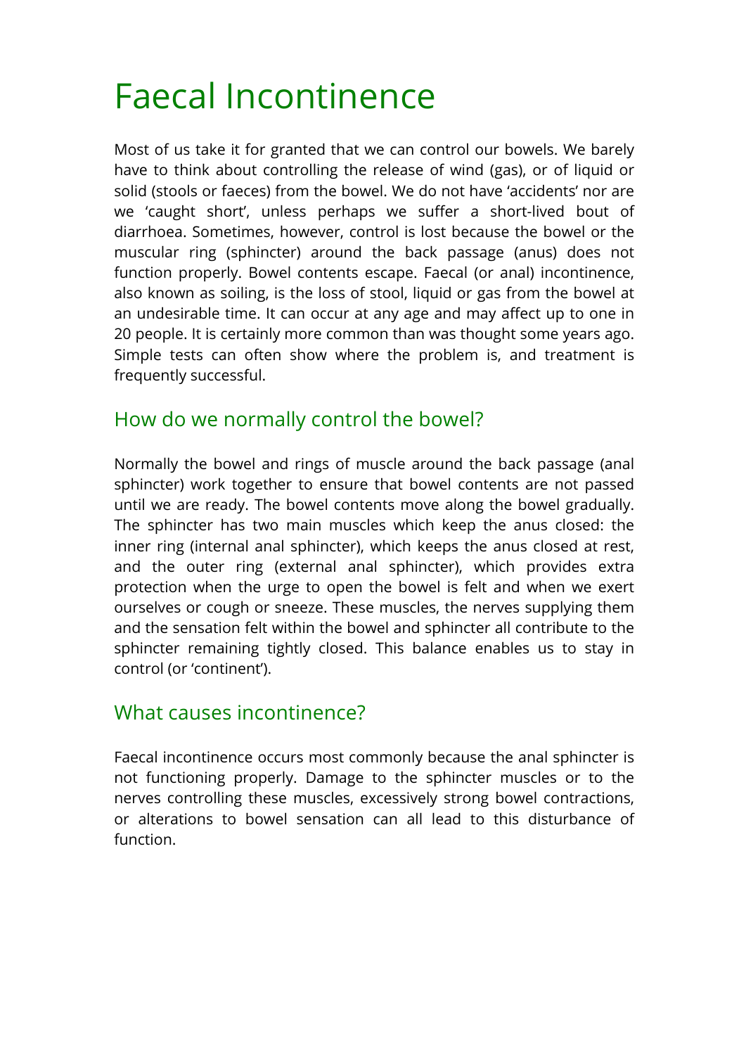# Faecal Incontinence

Most of us take it for granted that we can control our bowels. We barely have to think about controlling the release of wind (gas), or of liquid or solid (stools or faeces) from the bowel. We do not have 'accidents' nor are we 'caught short', unless perhaps we suffer a short-lived bout of diarrhoea. Sometimes, however, control is lost because the bowel or the muscular ring (sphincter) around the back passage (anus) does not function properly. Bowel contents escape. Faecal (or anal) incontinence, also known as soiling, is the loss of stool, liquid or gas from the bowel at an undesirable time. It can occur at any age and may affect up to one in 20 people. It is certainly more common than was thought some years ago. Simple tests can often show where the problem is, and treatment is frequently successful.

## How do we normally control the bowel?

Normally the bowel and rings of muscle around the back passage (anal sphincter) work together to ensure that bowel contents are not passed until we are ready. The bowel contents move along the bowel gradually. The sphincter has two main muscles which keep the anus closed: the inner ring (internal anal sphincter), which keeps the anus closed at rest, and the outer ring (external anal sphincter), which provides extra protection when the urge to open the bowel is felt and when we exert ourselves or cough or sneeze. These muscles, the nerves supplying them and the sensation felt within the bowel and sphincter all contribute to the sphincter remaining tightly closed. This balance enables us to stay in control (or 'continent').

## What causes incontinence?

Faecal incontinence occurs most commonly because the anal sphincter is not functioning properly. Damage to the sphincter muscles or to the nerves controlling these muscles, excessively strong bowel contractions, or alterations to bowel sensation can all lead to this disturbance of function.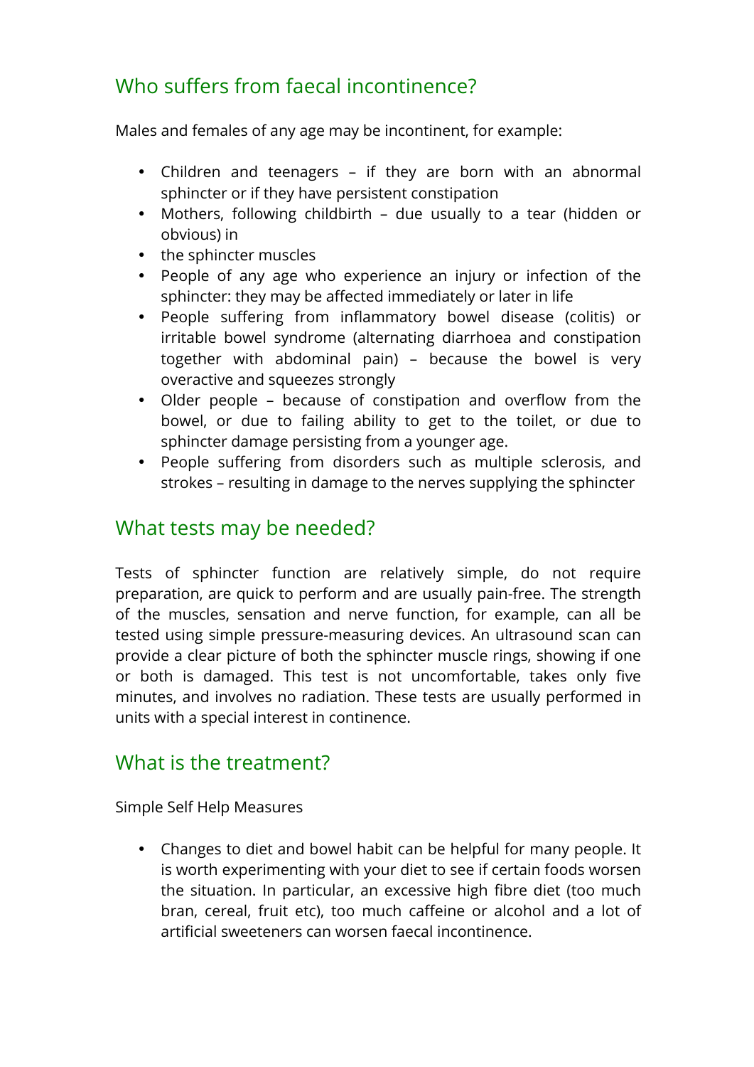## Who suffers from faecal incontinence?

Males and females of any age may be incontinent, for example:

- Children and teenagers – if they are born with an abnormal sphincter or if they have persistent constipation
- Mothers, following childbirth – due usually to a tear (hidden or obvious) in
- the sphincter muscles
- People of any age who experience an injury or infection of the sphincter: they may be affected immediately or later in life
- People suffering from inflammatory bowel disease (colitis) or irritable bowel syndrome (alternating diarrhoea and constipation together with abdominal pain) – because the bowel is very overactive and squeezes strongly
- Older people – because of constipation and overflow from the bowel, or due to failing ability to get to the toilet, or due to sphincter damage persisting from a younger age.
- People suffering from disorders such as multiple sclerosis, and strokes – resulting in damage to the nerves supplying the sphincter

## What tests may be needed?

Tests of sphincter function are relatively simple, do not require preparation, are quick to perform and are usually pain-free. The strength of the muscles, sensation and nerve function, for example, can all be tested using simple pressure-measuring devices. An ultrasound scan can provide a clear picture of both the sphincter muscle rings, showing if one or both is damaged. This test is not uncomfortable, takes only five minutes, and involves no radiation. These tests are usually performed in units with a special interest in continence.

## What is the treatment?

Simple Self Help Measures

- Changes to diet and bowel habit can be helpful for many people. It is worth experimenting with your diet to see if certain foods worsen the situation. In particular, an excessive high fibre diet (too much bran, cereal, fruit etc), too much caffeine or alcohol and a lot of artificial sweeteners can worsen faecal incontinence.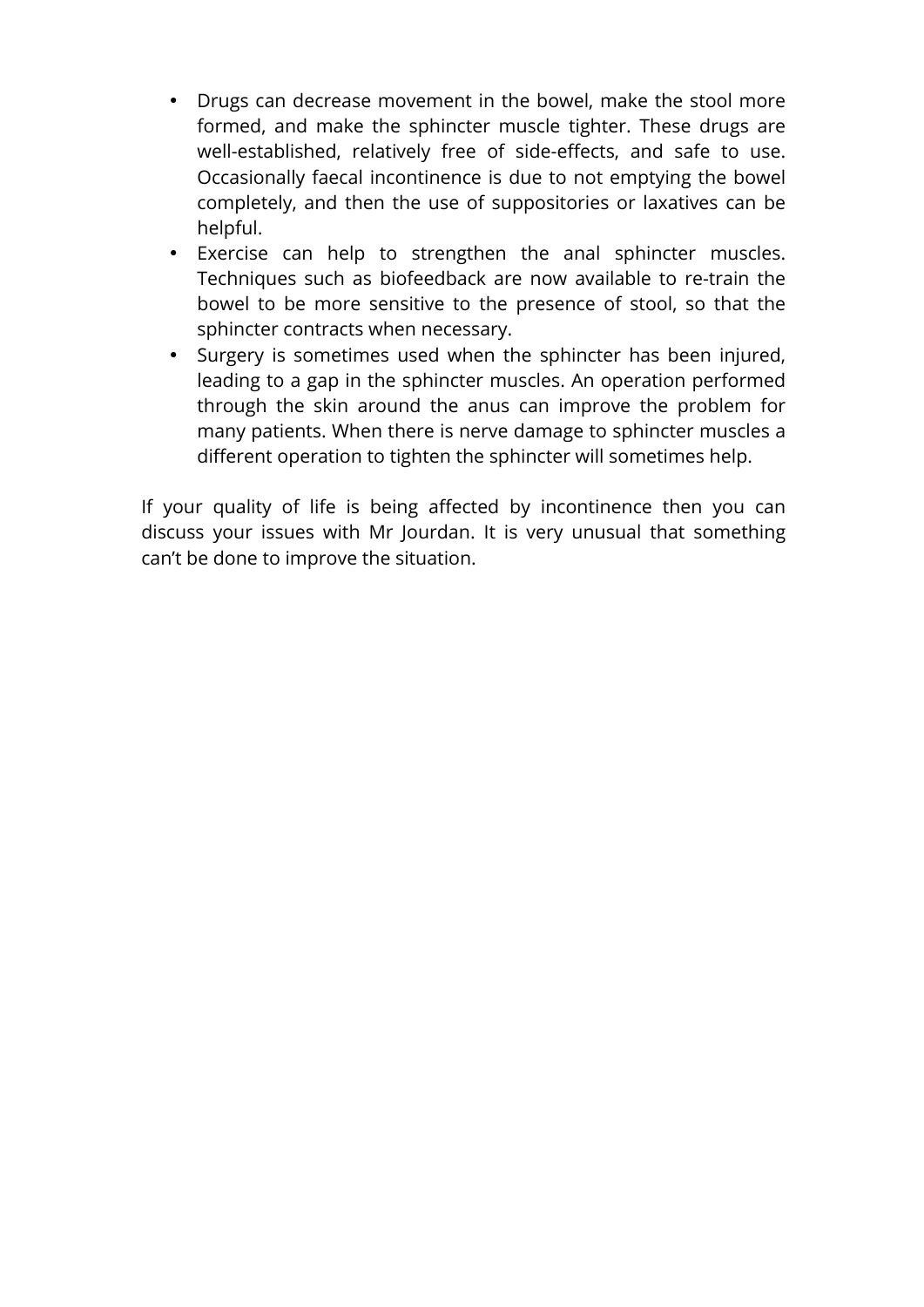- Drugs can decrease movement in the bowel, make the stool more formed, and make the sphincter muscle tighter. These drugs are well-established, relatively free of side-effects, and safe to use. Occasionally faecal incontinence is due to not emptying the bowel completely, and then the use of suppositories or laxatives can be helpful.
- Exercise can help to strengthen the anal sphincter muscles. Techniques such as biofeedback are now available to re-train the bowel to be more sensitive to the presence of stool, so that the sphincter contracts when necessary.
- Surgery is sometimes used when the sphincter has been injured, leading to a gap in the sphincter muscles. An operation performed through the skin around the anus can improve the problem for many patients. When there is nerve damage to sphincter muscles a different operation to tighten the sphincter will sometimes help.

If your quality of life is being affected by incontinence then you can discuss your issues with Mr Jourdan. It is very unusual that something can't be done to improve the situation.